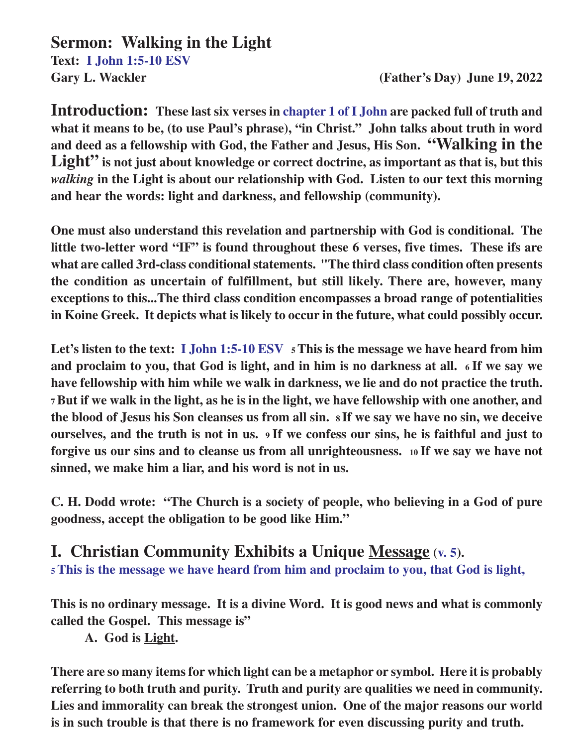# Sermon: Walking in the Light

**Text: I John 1:5-10 ESV**

**Gary L. Wackler** **(Father's Day) June 19, 2022**

**Introduction: These last six verses in chapter 1 of I John are packed full of truth and what it means to be, (to use Paul's phrase), "in Christ." John talks about truth in word and deed as a fellowship with God, the Father and Jesus, His Son. "Walking in the Light" is not just about knowledge or correct doctrine, as important as that is, but this *walking* in the Light is about our relationship with God. Listen to our text this morning and hear the words: light and darkness, and fellowship (community).**

**One must also understand this revelation and partnership with God is conditional. The little two-letter word "IF" is found throughout these 6 verses, five times. These ifs are what are called 3rd-class conditional statements. "The third class condition often presents the condition as uncertain of fulfillment, but still likely. There are, however, many exceptions to this...The third class condition encompasses a broad range of potentialities in Koine Greek. It depicts what is likely to occur in the future, what could possibly occur.**

**Let's listen to the text: I John 1:5-10 ESV 5 This is the message we have heard from him and proclaim to you, that God is light, and in him is no darkness at all. 6 If we say we have fellowship with him while we walk in darkness, we lie and do not practice the truth. 7 But if we walk in the light, as he is in the light, we have fellowship with one another, and the blood of Jesus his Son cleanses us from all sin. 8 If we say we have no sin, we deceive ourselves, and the truth is not in us. 9 If we confess our sins, he is faithful and just to forgive us our sins and to cleanse us from all unrighteousness. 10 If we say we have not sinned, we make him a liar, and his word is not in us.**

**C. H. Dodd wrote: "The Church is a society of people, who believing in a God of pure goodness, accept the obligation to be good like Him."**

## I. Christian Community Exhibits a Unique Message (v. 5).

**5 This is the message we have heard from him and proclaim to you, that God is light,**

**This is no ordinary message. It is a divine Word. It is good news and what is commonly called the Gospel. This message is"**

**A. God is Light.**

**There are so many items for which light can be a metaphor or symbol. Here it is probably referring to both truth and purity. Truth and purity are qualities we need in community. Lies and immorality can break the strongest union. One of the major reasons our world is in such trouble is that there is no framework for even discussing purity and truth.**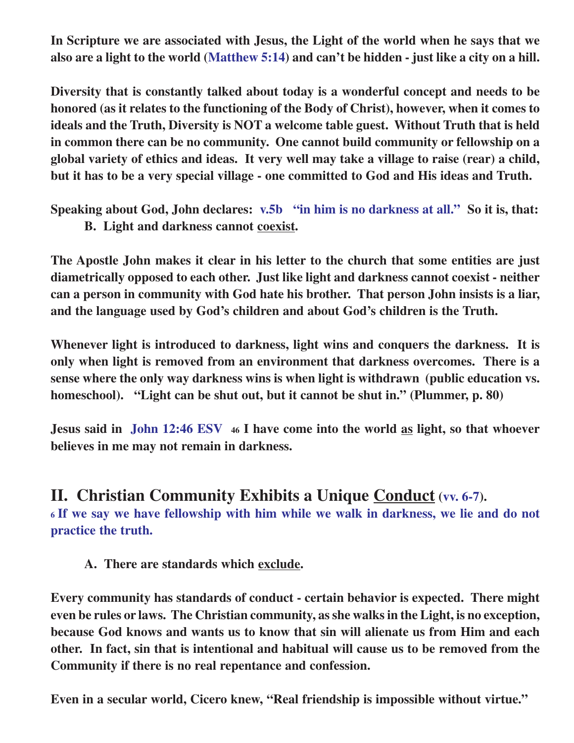**In Scripture we are associated with Jesus, the Light of the world when he says that we also are a light to the world (Matthew 5:14) and can't be hidden - just like a city on a hill.**

**Diversity that is constantly talked about today is a wonderful concept and needs to be honored (as it relates to the functioning of the Body of Christ), however, when it comes to ideals and the Truth, Diversity is NOT a welcome table guest. Without Truth that is held in common there can be no community. One cannot build community or fellowship on a global variety of ethics and ideas. It very well may take a village to raise (rear) a child, but it has to be a very special village - one committed to God and His ideas and Truth.**

**Speaking about God, John declares: v.5b "in him is no darkness at all." So it is, that:**

**B. Light and darkness cannot <u>coexist</u>.**

**The Apostle John makes it clear in his letter to the church that some entities are just diametrically opposed to each other. Just like light and darkness cannot coexist - neither can a person in community with God hate his brother. That person John insists is a liar, and the language used by God's children and about God's children is the Truth.**

**Whenever light is introduced to darkness, light wins and conquers the darkness. It is only when light is removed from an environment that darkness overcomes. There is a sense where the only way darkness wins is when light is withdrawn (public education vs. homeschool). "Light can be shut out, but it cannot be shut in." (Plummer, p. 80)**

**Jesus said in John 12:46 ESV 46 I have come into the world <u>as</u> light, so that whoever believes in me may not remain in darkness.**

## II. Christian Community Exhibits a Unique <u>Conduct</u> (vv. 6-7).

**6 If we say we have fellowship with him while we walk in darkness, we lie and do not practice the truth.**

**A. There are standards which <u>exclude</u>.**

**Every community has standards of conduct - certain behavior is expected. There might even be rules or laws. The Christian community, as she walks in the Light, is no exception, because God knows and wants us to know that sin will alienate us from Him and each other. In fact, sin that is intentional and habitual will cause us to be removed from the Community if there is no real repentance and confession.**

**Even in a secular world, Cicero knew, "Real friendship is impossible without virtue."**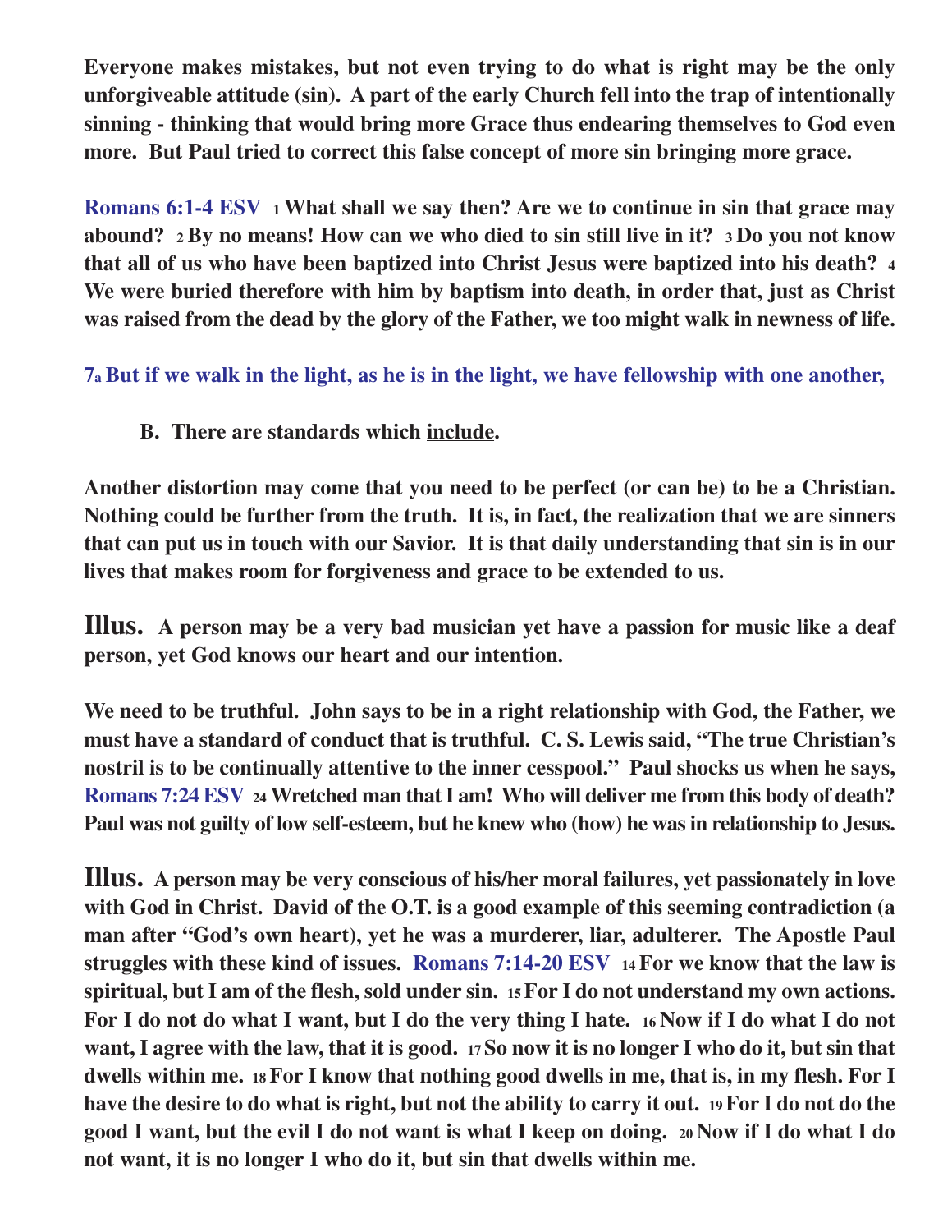**Everyone makes mistakes, but not even trying to do what is right may be the only unforgiveable attitude (sin). A part of the early Church fell into the trap of intentionally sinning - thinking that would bring more Grace thus endearing themselves to God even more. But Paul tried to correct this false concept of more sin bringing more grace.**

**Romans 6:1-4 ESV** **1 What shall we say then? Are we to continue in sin that grace may abound? 2 By no means! How can we who died to sin still live in it? 3 Do you not know that all of us who have been baptized into Christ Jesus were baptized into his death? 4 We were buried therefore with him by baptism into death, in order that, just as Christ was raised from the dead by the glory of the Father, we too might walk in newness of life.**

**7a But if we walk in the light, as he is in the light, we have fellowship with one another,**

**B. There are standards which <u>include</u>.**

**Another distortion may come that you need to be perfect (or can be) to be a Christian. Nothing could be further from the truth. It is, in fact, the realization that we are sinners that can put us in touch with our Savior. It is that daily understanding that sin is in our lives that makes room for forgiveness and grace to be extended to us.**

**Illus.** **A person may be a very bad musician yet have a passion for music like a deaf person, yet God knows our heart and our intention.**

**We need to be truthful. John says to be in a right relationship with God, the Father, we must have a standard of conduct that is truthful. C. S. Lewis said, "The true Christian's nostril is to be continually attentive to the inner cesspool." Paul shocks us when he says, Romans 7:24 ESV 24 Wretched man that I am! Who will deliver me from this body of death? Paul was not guilty of low self-esteem, but he knew who (how) he was in relationship to Jesus.**

**Illus.** **A person may be very conscious of his/her moral failures, yet passionately in love with God in Christ. David of the O.T. is a good example of this seeming contradiction (a man after "God's own heart), yet he was a murderer, liar, adulterer. The Apostle Paul struggles with these kind of issues. Romans 7:14-20 ESV 14 For we know that the law is spiritual, but I am of the flesh, sold under sin. 15 For I do not understand my own actions. For I do not do what I want, but I do the very thing I hate. 16 Now if I do what I do not want, I agree with the law, that it is good. 17 So now it is no longer I who do it, but sin that dwells within me. 18 For I know that nothing good dwells in me, that is, in my flesh. For I have the desire to do what is right, but not the ability to carry it out. 19 For I do not do the good I want, but the evil I do not want is what I keep on doing. 20 Now if I do what I do not want, it is no longer I who do it, but sin that dwells within me.**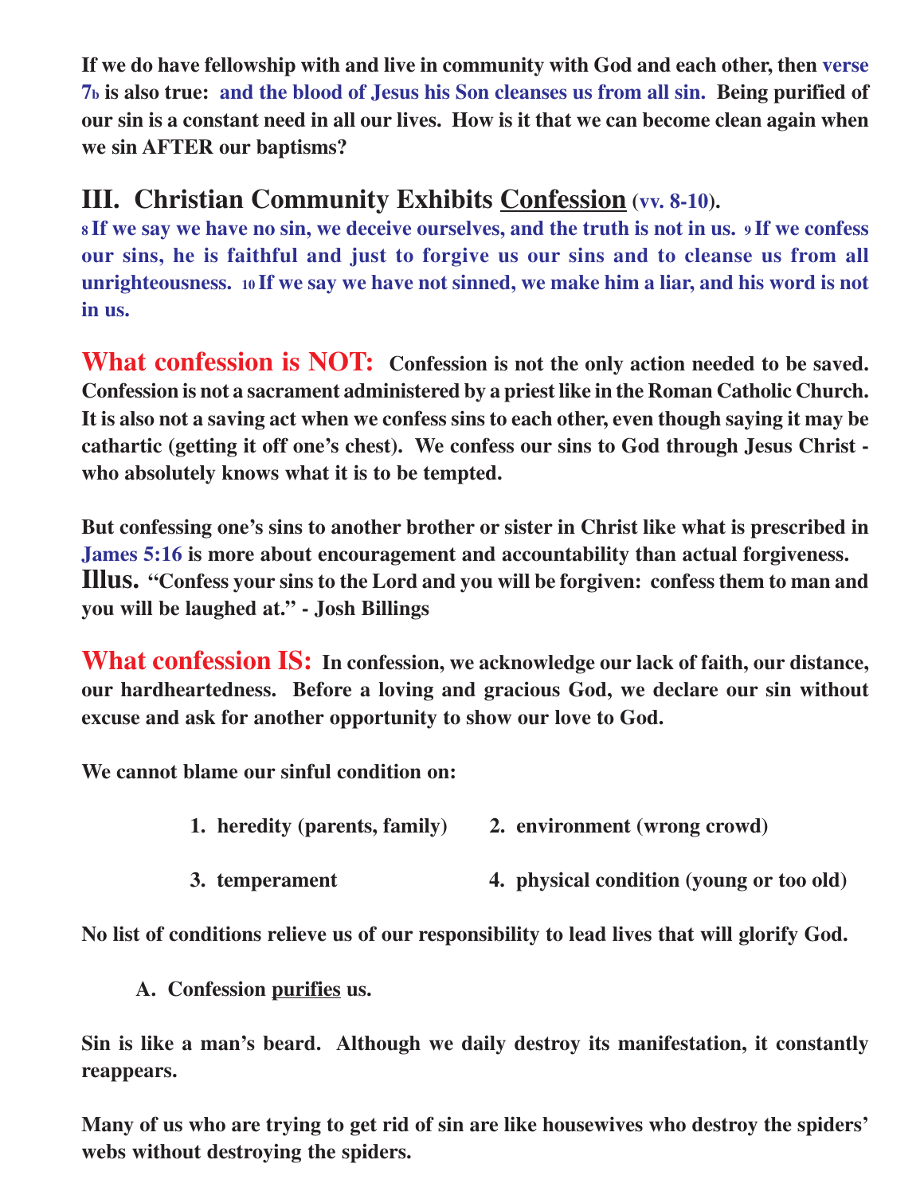**If we do have fellowship with and live in community with God and each other, then verse 7b is also true: and the blood of Jesus his Son cleanses us from all sin. Being purified of our sin is a constant need in all our lives. How is it that we can become clean again when we sin AFTER our baptisms?**

## III. Christian Community Exhibits Confession (vv. 8-10).

**8 If we say we have no sin, we deceive ourselves, and the truth is not in us. 9 If we confess our sins, he is faithful and just to forgive us our sins and to cleanse us from all unrighteousness. 10 If we say we have not sinned, we make him a liar, and his word is not in us.**

**What confession is NOT:** **Confession is not the only action needed to be saved. Confession is not a sacrament administered by a priest like in the Roman Catholic Church. It is also not a saving act when we confess sins to each other, even though saying it may be cathartic (getting it off one's chest). We confess our sins to God through Jesus Christ - who absolutely knows what it is to be tempted.**

**But confessing one's sins to another brother or sister in Christ like what is prescribed in James 5:16 is more about encouragement and accountability than actual forgiveness. Illus. "Confess your sins to the Lord and you will be forgiven: confess them to man and you will be laughed at." - Josh Billings**

**What confession IS:** **In confession, we acknowledge our lack of faith, our distance, our hardheartedness. Before a loving and gracious God, we declare our sin without excuse and ask for another opportunity to show our love to God.**

**We cannot blame our sinful condition on:**

1. **heredity (parents, family)**
2. **environment (wrong crowd)**
3. **temperament**
4. **physical condition (young or too old)**

**No list of conditions relieve us of our responsibility to lead lives that will glorify God.**

**A. Confession purifies us.**

**Sin is like a man's beard. Although we daily destroy its manifestation, it constantly reappears.**

**Many of us who are trying to get rid of sin are like housewives who destroy the spiders' webs without destroying the spiders.**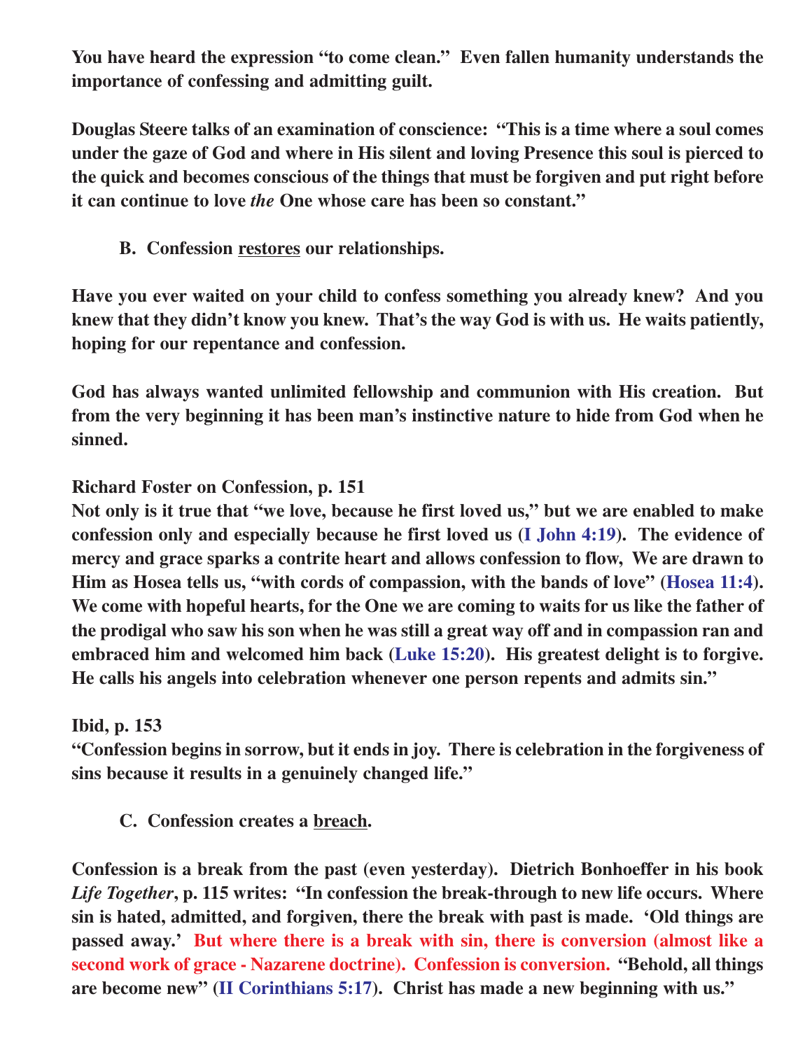**You have heard the expression "to come clean." Even fallen humanity understands the importance of confessing and admitting guilt.**

**Douglas Steere talks of an examination of conscience: "This is a time where a soul comes under the gaze of God and where in His silent and loving Presence this soul is pierced to the quick and becomes conscious of the things that must be forgiven and put right before it can continue to love *the* One whose care has been so constant."**

**B. Confession restores our relationships.**

**Have you ever waited on your child to confess something you already knew? And you knew that they didn't know you knew. That's the way God is with us. He waits patiently, hoping for our repentance and confession.**

**God has always wanted unlimited fellowship and communion with His creation. But from the very beginning it has been man's instinctive nature to hide from God when he sinned.**

**Richard Foster on Confession, p. 151**
**Not only is it true that "we love, because he first loved us," but we are enabled to make confession only and especially because he first loved us (I John 4:19). The evidence of mercy and grace sparks a contrite heart and allows confession to flow, We are drawn to Him as Hosea tells us, "with cords of compassion, with the bands of love" (Hosea 11:4). We come with hopeful hearts, for the One we are coming to waits for us like the father of the prodigal who saw his son when he was still a great way off and in compassion ran and embraced him and welcomed him back (Luke 15:20). His greatest delight is to forgive. He calls his angels into celebration whenever one person repents and admits sin."**

**Ibid, p. 153**
**"Confession begins in sorrow, but it ends in joy. There is celebration in the forgiveness of sins because it results in a genuinely changed life."**

**C. Confession creates a breach.**

**Confession is a break from the past (even yesterday). Dietrich Bonhoeffer in his book *Life Together*, p. 115 writes: "In confession the break-through to new life occurs. Where sin is hated, admitted, and forgiven, there the break with past is made. 'Old things are passed away.' But where there is a break with sin, there is conversion (almost like a second work of grace - Nazarene doctrine). Confession is conversion. "Behold, all things are become new" (II Corinthians 5:17). Christ has made a new beginning with us."**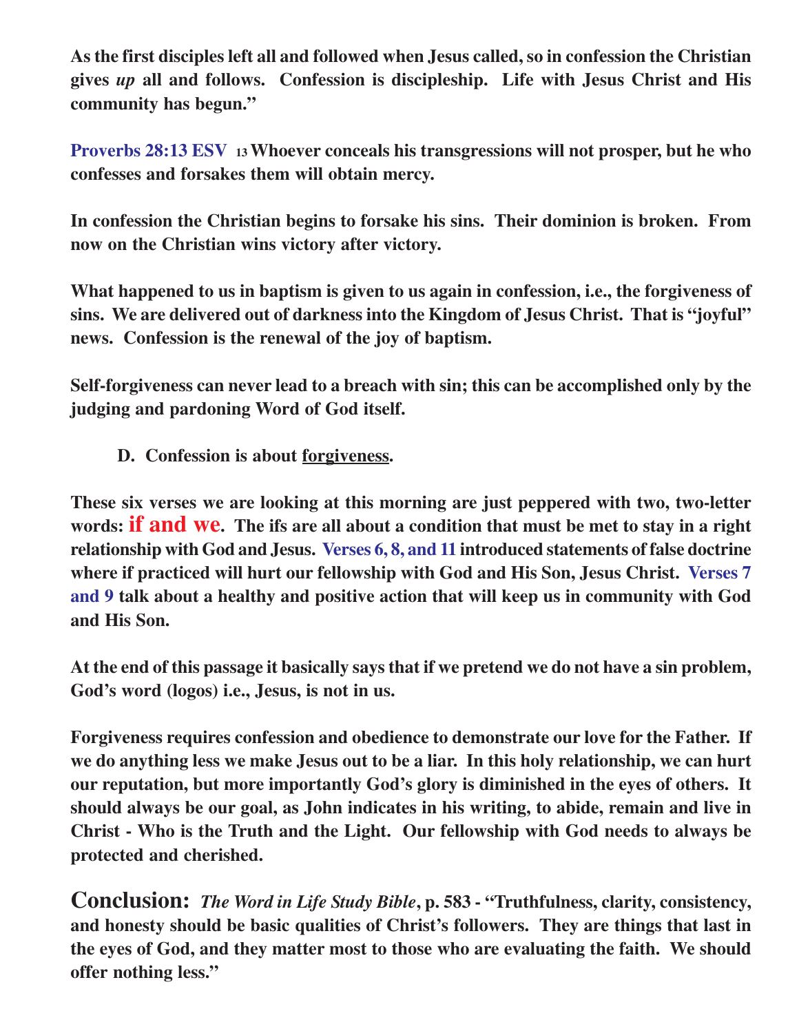**As the first disciples left all and followed when Jesus called, so in confession the Christian gives *up* all and follows. Confession is discipleship. Life with Jesus Christ and His community has begun."**

**Proverbs 28:13 ESV** **13 Whoever conceals his transgressions will not prosper, but he who confesses and forsakes them will obtain mercy.**

**In confession the Christian begins to forsake his sins. Their dominion is broken. From now on the Christian wins victory after victory.**

**What happened to us in baptism is given to us again in confession, i.e., the forgiveness of sins. We are delivered out of darkness into the Kingdom of Jesus Christ. That is "joyful" news. Confession is the renewal of the joy of baptism.**

**Self-forgiveness can never lead to a breach with sin; this can be accomplished only by the judging and pardoning Word of God itself.**

**D. Confession is about <u>forgiveness</u>.**

**These six verses we are looking at this morning are just peppered with two, two-letter words: if and we. The ifs are all about a condition that must be met to stay in a right relationship with God and Jesus. Verses 6, 8, and 11 introduced statements of false doctrine where if practiced will hurt our fellowship with God and His Son, Jesus Christ. Verses 7 and 9 talk about a healthy and positive action that will keep us in community with God and His Son.**

**At the end of this passage it basically says that if we pretend we do not have a sin problem, God's word (logos) i.e., Jesus, is not in us.**

**Forgiveness requires confession and obedience to demonstrate our love for the Father. If we do anything less we make Jesus out to be a liar. In this holy relationship, we can hurt our reputation, but more importantly God's glory is diminished in the eyes of others. It should always be our goal, as John indicates in his writing, to abide, remain and live in Christ - Who is the Truth and the Light. Our fellowship with God needs to always be protected and cherished.**

**Conclusion:** ***The Word in Life Study Bible*, p. 583 - "Truthfulness, clarity, consistency, and honesty should be basic qualities of Christ's followers. They are things that last in the eyes of God, and they matter most to those who are evaluating the faith. We should offer nothing less."**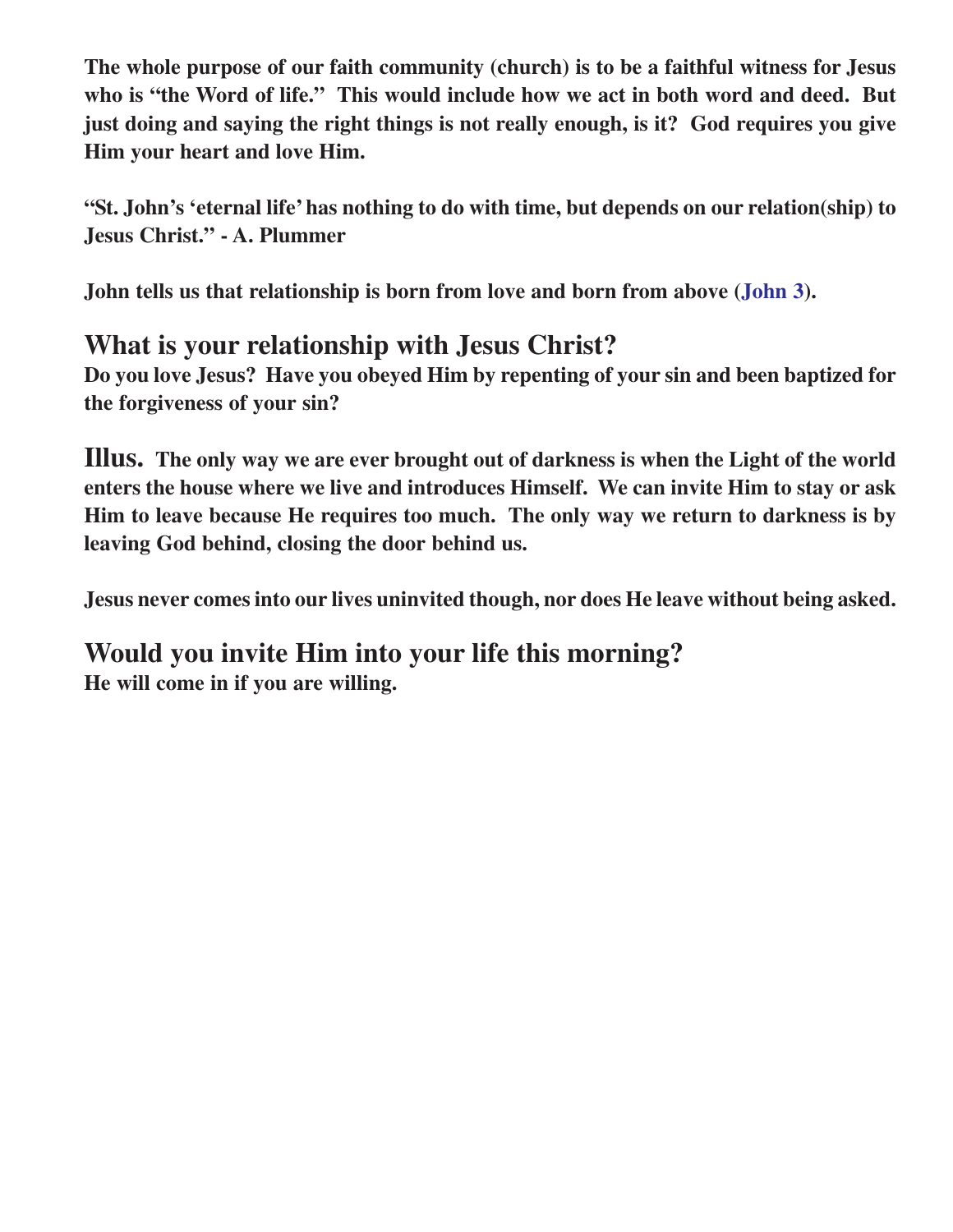**The whole purpose of our faith community (church) is to be a faithful witness for Jesus who is "the Word of life." This would include how we act in both word and deed. But just doing and saying the right things is not really enough, is it? God requires you give Him your heart and love Him.**

**"St. John's 'eternal life' has nothing to do with time, but depends on our relation(ship) to Jesus Christ." - A. Plummer**

**John tells us that relationship is born from love and born from above (John 3).**

## What is your relationship with Jesus Christ?

**Do you love Jesus? Have you obeyed Him by repenting of your sin and been baptized for the forgiveness of your sin?**

**Illus.** **The only way we are ever brought out of darkness is when the Light of the world enters the house where we live and introduces Himself. We can invite Him to stay or ask Him to leave because He requires too much. The only way we return to darkness is by leaving God behind, closing the door behind us.**

**Jesus never comes into our lives uninvited though, nor does He leave without being asked.**

## Would you invite Him into your life this morning?

**He will come in if you are willing.**